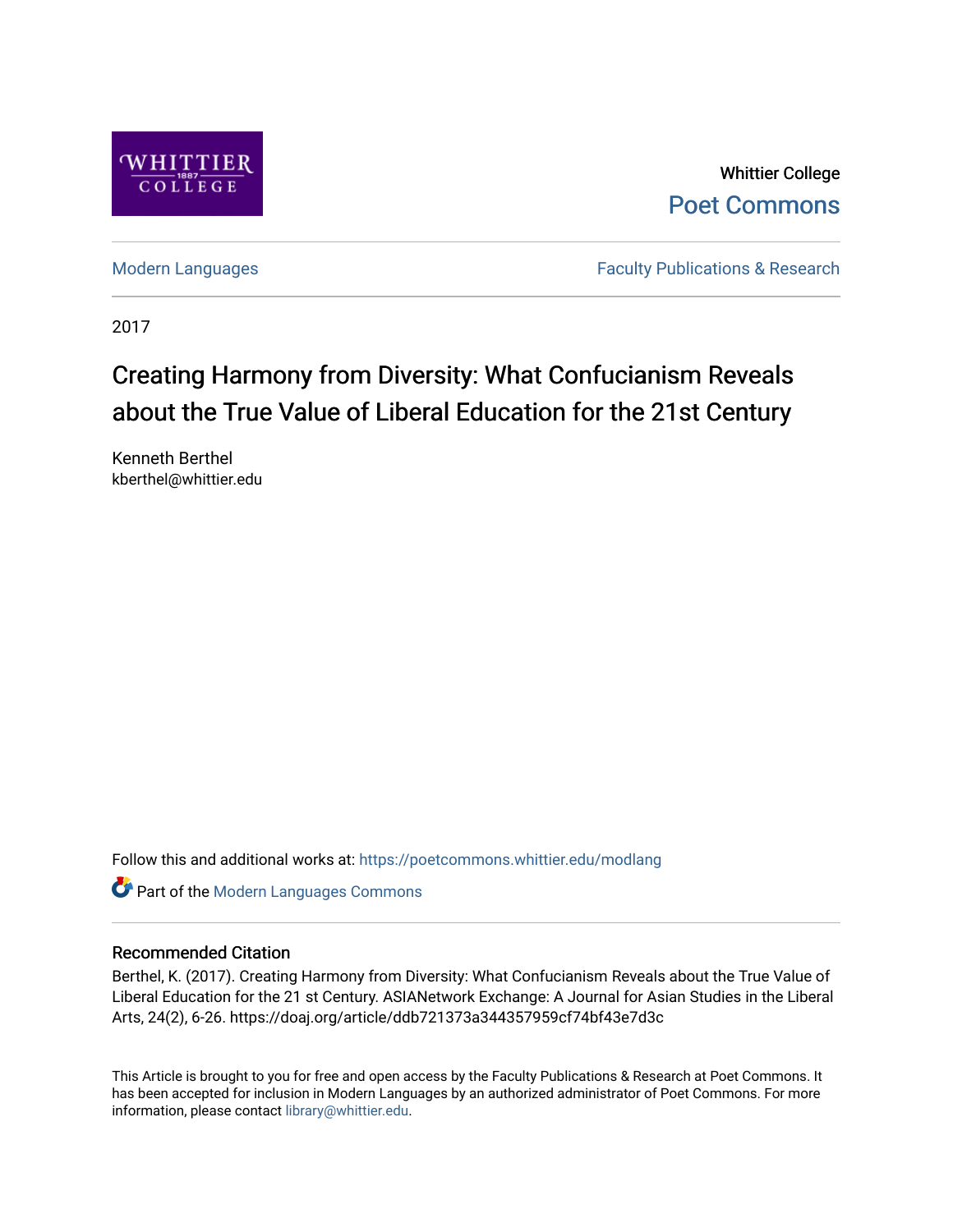Whittier College

Poet Commons

Modern Languages

Faculty Publications & Research

2017

# Creating Harmony from Diversity: What Confucianism Reveals about the True Value of Liberal Education for the 21st Century

Kenneth Berthel
kberthel@whittier.edu

Follow this and additional works at: https://poetcommons.whittier.edu/modlang

Part of the Modern Languages Commons

## Recommended Citation

Berthel, K. (2017). Creating Harmony from Diversity: What Confucianism Reveals about the True Value of Liberal Education for the 21 st Century. ASIANetwork Exchange: A Journal for Asian Studies in the Liberal Arts, 24(2), 6-26. https://doaj.org/article/ddb721373a344357959cf74bf43e7d3c

This Article is brought to you for free and open access by the Faculty Publications & Research at Poet Commons. It has been accepted for inclusion in Modern Languages by an authorized administrator of Poet Commons. For more information, please contact library@whittier.edu.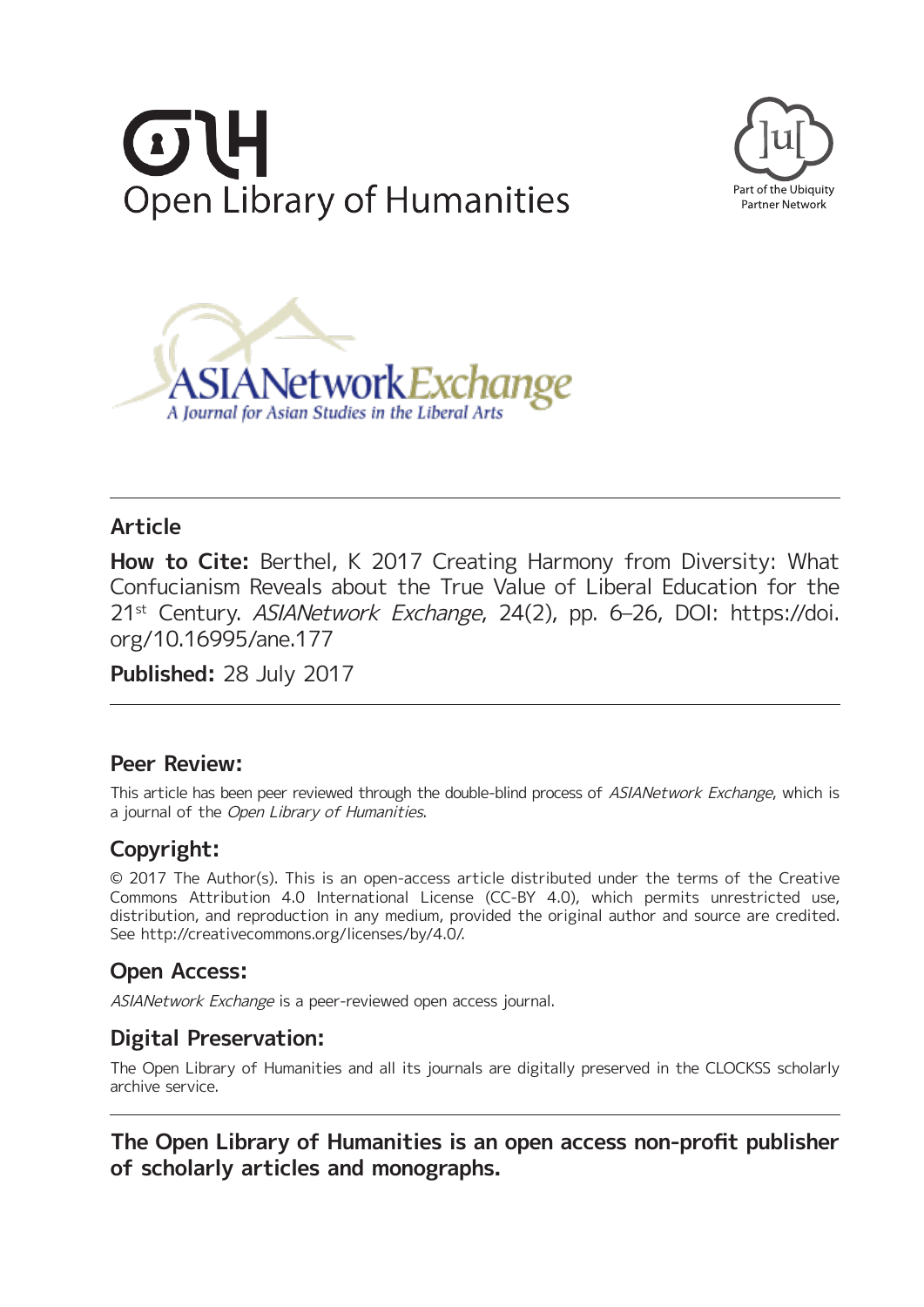Open Library of Humanities

Part of the Ubiquity Partner Network

ASIANetwork Exchange
A Journal for Asian Studies in the Liberal Arts

## Article

**How to Cite:** Berthel, K 2017 Creating Harmony from Diversity: What Confucianism Reveals about the True Value of Liberal Education for the 21st Century. *ASIANetwork Exchange*, 24(2), pp. 6–26, DOI: https://doi.org/10.16995/ane.177

**Published:** 28 July 2017

## Peer Review:

This article has been peer reviewed through the double-blind process of *ASIANetwork Exchange*, which is a journal of the *Open Library of Humanities*.

## Copyright:

© 2017 The Author(s). This is an open-access article distributed under the terms of the Creative Commons Attribution 4.0 International License (CC-BY 4.0), which permits unrestricted use, distribution, and reproduction in any medium, provided the original author and source are credited. See http://creativecommons.org/licenses/by/4.0/.

## Open Access:

*ASIANetwork Exchange* is a peer-reviewed open access journal.

## Digital Preservation:

The Open Library of Humanities and all its journals are digitally preserved in the CLOCKSS scholarly archive service.

**The Open Library of Humanities is an open access non-profit publisher of scholarly articles and monographs.**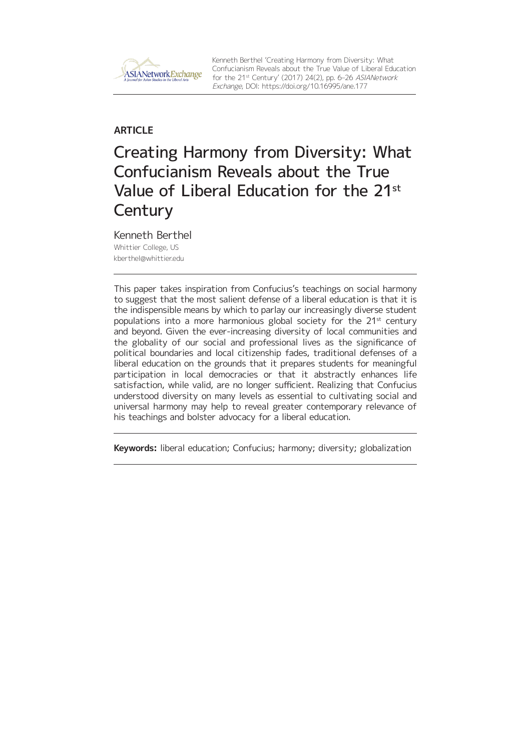**ARTICLE**

# Creating Harmony from Diversity: What Confucianism Reveals about the True Value of Liberal Education for the 21st Century

Kenneth Berthel
Whittier College, US
kberthel@whittier.edu

---

This paper takes inspiration from Confucius's teachings on social harmony to suggest that the most salient defense of a liberal education is that it is the indispensible means by which to parlay our increasingly diverse student populations into a more harmonious global society for the 21st century and beyond. Given the ever-increasing diversity of local communities and the globality of our social and professional lives as the significance of political boundaries and local citizenship fades, traditional defenses of a liberal education on the grounds that it prepares students for meaningful participation in local democracies or that it abstractly enhances life satisfaction, while valid, are no longer sufficient. Realizing that Confucius understood diversity on many levels as essential to cultivating social and universal harmony may help to reveal greater contemporary relevance of his teachings and bolster advocacy for a liberal education.

---

**Keywords:** liberal education; Confucius; harmony; diversity; globalization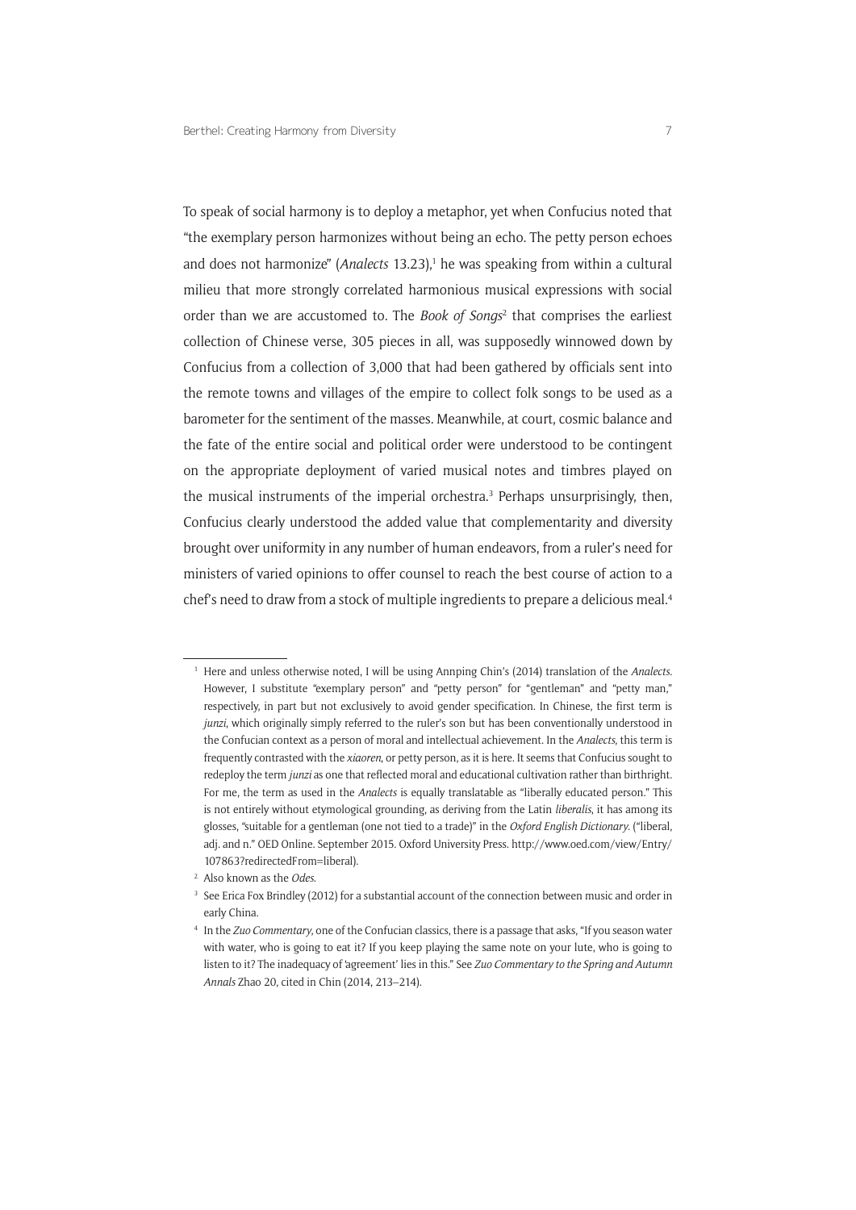To speak of social harmony is to deploy a metaphor, yet when Confucius noted that "the exemplary person harmonizes without being an echo. The petty person echoes and does not harmonize" (*Analects* 13.23),[1] he was speaking from within a cultural milieu that more strongly correlated harmonious musical expressions with social order than we are accustomed to. The *Book of Songs*[2] that comprises the earliest collection of Chinese verse, 305 pieces in all, was supposedly winnowed down by Confucius from a collection of 3,000 that had been gathered by officials sent into the remote towns and villages of the empire to collect folk songs to be used as a barometer for the sentiment of the masses. Meanwhile, at court, cosmic balance and the fate of the entire social and political order were understood to be contingent on the appropriate deployment of varied musical notes and timbres played on the musical instruments of the imperial orchestra.[3] Perhaps unsurprisingly, then, Confucius clearly understood the added value that complementarity and diversity brought over uniformity in any number of human endeavors, from a ruler's need for ministers of varied opinions to offer counsel to reach the best course of action to a chef's need to draw from a stock of multiple ingredients to prepare a delicious meal.[4]

---

[1] Here and unless otherwise noted, I will be using Annping Chin's (2014) translation of the *Analects*. However, I substitute "exemplary person" and "petty person" for "gentleman" and "petty man," respectively, in part but not exclusively to avoid gender specification. In Chinese, the first term is *junzi*, which originally simply referred to the ruler's son but has been conventionally understood in the Confucian context as a person of moral and intellectual achievement. In the *Analects*, this term is frequently contrasted with the *xiaoren*, or petty person, as it is here. It seems that Confucius sought to redeploy the term *junzi* as one that reflected moral and educational cultivation rather than birthright. For me, the term as used in the *Analects* is equally translatable as "liberally educated person." This is not entirely without etymological grounding, as deriving from the Latin *liberalis*, it has among its glosses, "suitable for a gentleman (one not tied to a trade)" in the *Oxford English Dictionary*. ("liberal, adj. and n." OED Online. September 2015. Oxford University Press. http://www.oed.com/view/Entry/107863?redirectedFrom=liberal).

[2] Also known as the *Odes*.

[3] See Erica Fox Brindley (2012) for a substantial account of the connection between music and order in early China.

[4] In the *Zuo Commentary*, one of the Confucian classics, there is a passage that asks, "If you season water with water, who is going to eat it? If you keep playing the same note on your lute, who is going to listen to it? The inadequacy of 'agreement' lies in this." See *Zuo Commentary to the Spring and Autumn Annals* Zhao 20, cited in Chin (2014, 213–214).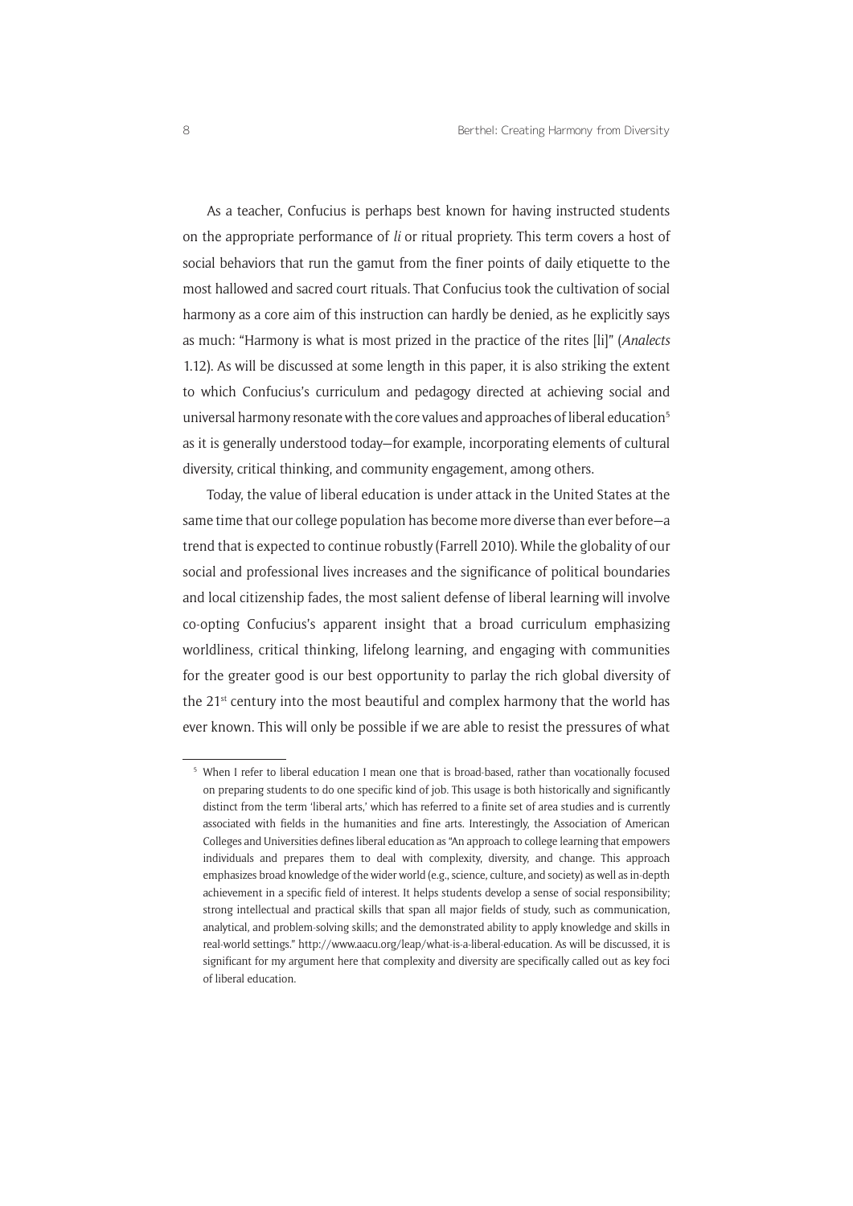As a teacher, Confucius is perhaps best known for having instructed students on the appropriate performance of *li* or ritual propriety. This term covers a host of social behaviors that run the gamut from the finer points of daily etiquette to the most hallowed and sacred court rituals. That Confucius took the cultivation of social harmony as a core aim of this instruction can hardly be denied, as he explicitly says as much: "Harmony is what is most prized in the practice of the rites [li]" (*Analects* 1.12). As will be discussed at some length in this paper, it is also striking the extent to which Confucius's curriculum and pedagogy directed at achieving social and universal harmony resonate with the core values and approaches of liberal education[5] as it is generally understood today—for example, incorporating elements of cultural diversity, critical thinking, and community engagement, among others.

Today, the value of liberal education is under attack in the United States at the same time that our college population has become more diverse than ever before—a trend that is expected to continue robustly (Farrell 2010). While the globality of our social and professional lives increases and the significance of political boundaries and local citizenship fades, the most salient defense of liberal learning will involve co-opting Confucius's apparent insight that a broad curriculum emphasizing worldliness, critical thinking, lifelong learning, and engaging with communities for the greater good is our best opportunity to parlay the rich global diversity of the 21st century into the most beautiful and complex harmony that the world has ever known. This will only be possible if we are able to resist the pressures of what

[5] When I refer to liberal education I mean one that is broad-based, rather than vocationally focused on preparing students to do one specific kind of job. This usage is both historically and significantly distinct from the term 'liberal arts,' which has referred to a finite set of area studies and is currently associated with fields in the humanities and fine arts. Interestingly, the Association of American Colleges and Universities defines liberal education as "An approach to college learning that empowers individuals and prepares them to deal with complexity, diversity, and change. This approach emphasizes broad knowledge of the wider world (e.g., science, culture, and society) as well as in-depth achievement in a specific field of interest. It helps students develop a sense of social responsibility; strong intellectual and practical skills that span all major fields of study, such as communication, analytical, and problem-solving skills; and the demonstrated ability to apply knowledge and skills in real-world settings." http://www.aacu.org/leap/what-is-a-liberal-education. As will be discussed, it is significant for my argument here that complexity and diversity are specifically called out as key foci of liberal education.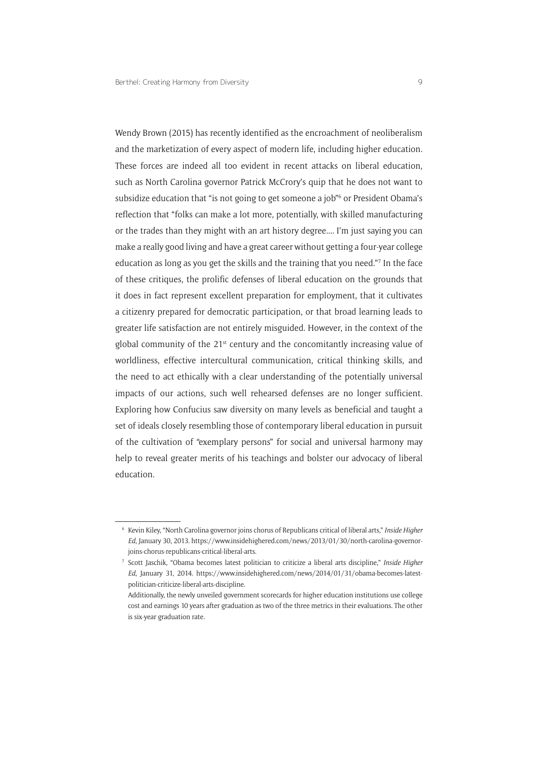Wendy Brown (2015) has recently identified as the encroachment of neoliberalism and the marketization of every aspect of modern life, including higher education. These forces are indeed all too evident in recent attacks on liberal education, such as North Carolina governor Patrick McCrory's quip that he does not want to subsidize education that "is not going to get someone a job"[6] or President Obama's reflection that "folks can make a lot more, potentially, with skilled manufacturing or the trades than they might with an art history degree.... I'm just saying you can make a really good living and have a great career without getting a four-year college education as long as you get the skills and the training that you need."[7] In the face of these critiques, the prolific defenses of liberal education on the grounds that it does in fact represent excellent preparation for employment, that it cultivates a citizenry prepared for democratic participation, or that broad learning leads to greater life satisfaction are not entirely misguided. However, in the context of the global community of the 21st century and the concomitantly increasing value of worldliness, effective intercultural communication, critical thinking skills, and the need to act ethically with a clear understanding of the potentially universal impacts of our actions, such well rehearsed defenses are no longer sufficient. Exploring how Confucius saw diversity on many levels as beneficial and taught a set of ideals closely resembling those of contemporary liberal education in pursuit of the cultivation of "exemplary persons" for social and universal harmony may help to reveal greater merits of his teachings and bolster our advocacy of liberal education.

---

[6] Kevin Kiley, "North Carolina governor joins chorus of Republicans critical of liberal arts," *Inside Higher Ed*, January 30, 2013. https://www.insidehighered.com/news/2013/01/30/north-carolina-governor-joins-chorus-republicans-critical-liberal-arts.

[7] Scott Jaschik, "Obama becomes latest politician to criticize a liberal arts discipline," *Inside Higher Ed*, January 31, 2014. https://www.insidehighered.com/news/2014/01/31/obama-becomes-latest-politician-criticize-liberal-arts-discipline.

Additionally, the newly unveiled government scorecards for higher education institutions use college cost and earnings 10 years after graduation as two of the three metrics in their evaluations. The other is six-year graduation rate.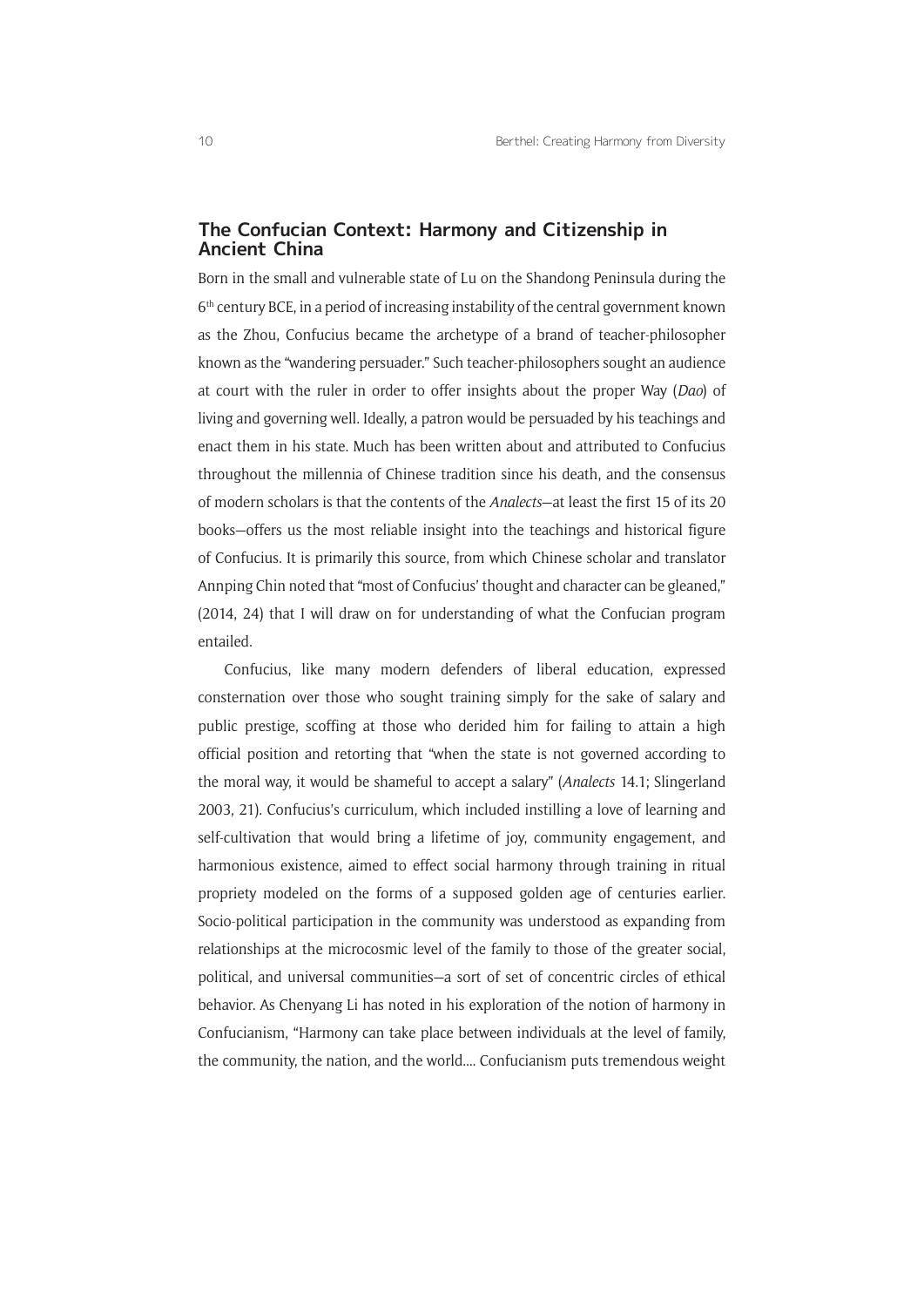## The Confucian Context: Harmony and Citizenship in Ancient China

Born in the small and vulnerable state of Lu on the Shandong Peninsula during the 6th century BCE, in a period of increasing instability of the central government known as the Zhou, Confucius became the archetype of a brand of teacher-philosopher known as the "wandering persuader." Such teacher-philosophers sought an audience at court with the ruler in order to offer insights about the proper Way (*Dao*) of living and governing well. Ideally, a patron would be persuaded by his teachings and enact them in his state. Much has been written about and attributed to Confucius throughout the millennia of Chinese tradition since his death, and the consensus of modern scholars is that the contents of the *Analects*—at least the first 15 of its 20 books—offers us the most reliable insight into the teachings and historical figure of Confucius. It is primarily this source, from which Chinese scholar and translator Annping Chin noted that "most of Confucius' thought and character can be gleaned," (2014, 24) that I will draw on for understanding of what the Confucian program entailed.

Confucius, like many modern defenders of liberal education, expressed consternation over those who sought training simply for the sake of salary and public prestige, scoffing at those who derided him for failing to attain a high official position and retorting that "when the state is not governed according to the moral way, it would be shameful to accept a salary" (*Analects* 14.1; Slingerland 2003, 21). Confucius's curriculum, which included instilling a love of learning and self-cultivation that would bring a lifetime of joy, community engagement, and harmonious existence, aimed to effect social harmony through training in ritual propriety modeled on the forms of a supposed golden age of centuries earlier. Socio-political participation in the community was understood as expanding from relationships at the microcosmic level of the family to those of the greater social, political, and universal communities—a sort of set of concentric circles of ethical behavior. As Chenyang Li has noted in his exploration of the notion of harmony in Confucianism, "Harmony can take place between individuals at the level of family, the community, the nation, and the world.... Confucianism puts tremendous weight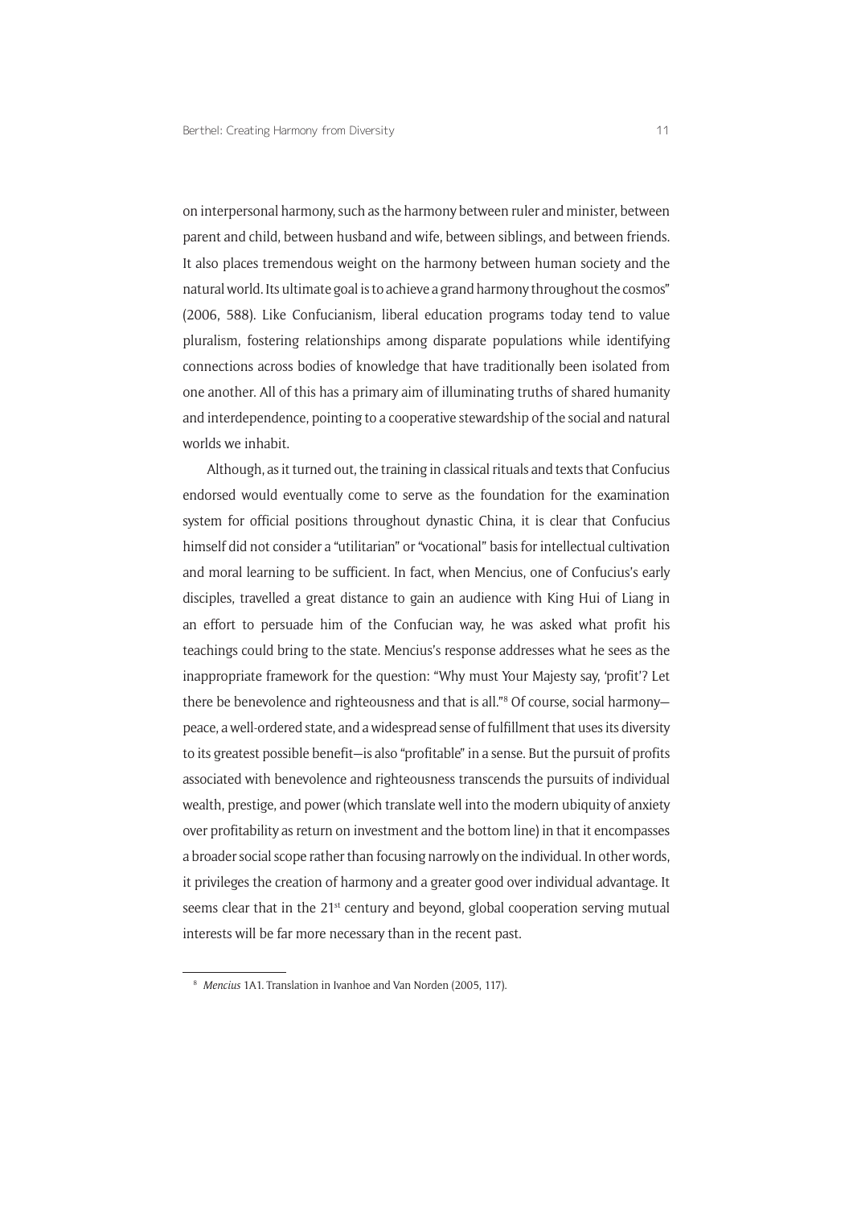on interpersonal harmony, such as the harmony between ruler and minister, between parent and child, between husband and wife, between siblings, and between friends. It also places tremendous weight on the harmony between human society and the natural world. Its ultimate goal is to achieve a grand harmony throughout the cosmos" (2006, 588). Like Confucianism, liberal education programs today tend to value pluralism, fostering relationships among disparate populations while identifying connections across bodies of knowledge that have traditionally been isolated from one another. All of this has a primary aim of illuminating truths of shared humanity and interdependence, pointing to a cooperative stewardship of the social and natural worlds we inhabit.

Although, as it turned out, the training in classical rituals and texts that Confucius endorsed would eventually come to serve as the foundation for the examination system for official positions throughout dynastic China, it is clear that Confucius himself did not consider a "utilitarian" or "vocational" basis for intellectual cultivation and moral learning to be sufficient. In fact, when Mencius, one of Confucius's early disciples, travelled a great distance to gain an audience with King Hui of Liang in an effort to persuade him of the Confucian way, he was asked what profit his teachings could bring to the state. Mencius's response addresses what he sees as the inappropriate framework for the question: "Why must Your Majesty say, 'profit'? Let there be benevolence and righteousness and that is all."[8] Of course, social harmony—peace, a well-ordered state, and a widespread sense of fulfillment that uses its diversity to its greatest possible benefit—is also "profitable" in a sense. But the pursuit of profits associated with benevolence and righteousness transcends the pursuits of individual wealth, prestige, and power (which translate well into the modern ubiquity of anxiety over profitability as return on investment and the bottom line) in that it encompasses a broader social scope rather than focusing narrowly on the individual. In other words, it privileges the creation of harmony and a greater good over individual advantage. It seems clear that in the 21st century and beyond, global cooperation serving mutual interests will be far more necessary than in the recent past.

---

[8] *Mencius* 1A1. Translation in Ivanhoe and Van Norden (2005, 117).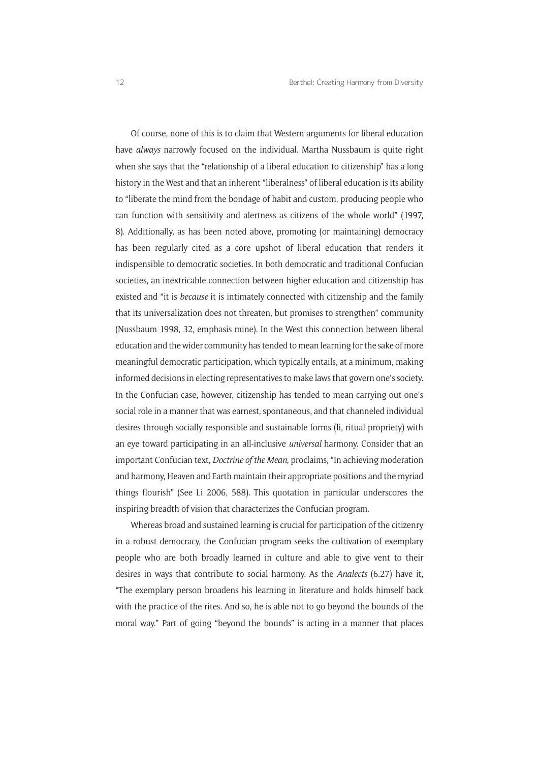Of course, none of this is to claim that Western arguments for liberal education have *always* narrowly focused on the individual. Martha Nussbaum is quite right when she says that the "relationship of a liberal education to citizenship" has a long history in the West and that an inherent "liberalness" of liberal education is its ability to "liberate the mind from the bondage of habit and custom, producing people who can function with sensitivity and alertness as citizens of the whole world" (1997, 8). Additionally, as has been noted above, promoting (or maintaining) democracy has been regularly cited as a core upshot of liberal education that renders it indispensible to democratic societies. In both democratic and traditional Confucian societies, an inextricable connection between higher education and citizenship has existed and "it is *because* it is intimately connected with citizenship and the family that its universalization does not threaten, but promises to strengthen" community (Nussbaum 1998, 32, emphasis mine). In the West this connection between liberal education and the wider community has tended to mean learning for the sake of more meaningful democratic participation, which typically entails, at a minimum, making informed decisions in electing representatives to make laws that govern one's society. In the Confucian case, however, citizenship has tended to mean carrying out one's social role in a manner that was earnest, spontaneous, and that channeled individual desires through socially responsible and sustainable forms (li, ritual propriety) with an eye toward participating in an all-inclusive *universal* harmony. Consider that an important Confucian text, *Doctrine of the Mean*, proclaims, "In achieving moderation and harmony, Heaven and Earth maintain their appropriate positions and the myriad things flourish" (See Li 2006, 588). This quotation in particular underscores the inspiring breadth of vision that characterizes the Confucian program.

Whereas broad and sustained learning is crucial for participation of the citizenry in a robust democracy, the Confucian program seeks the cultivation of exemplary people who are both broadly learned in culture and able to give vent to their desires in ways that contribute to social harmony. As the *Analects* (6.27) have it, "The exemplary person broadens his learning in literature and holds himself back with the practice of the rites. And so, he is able not to go beyond the bounds of the moral way." Part of going "beyond the bounds" is acting in a manner that places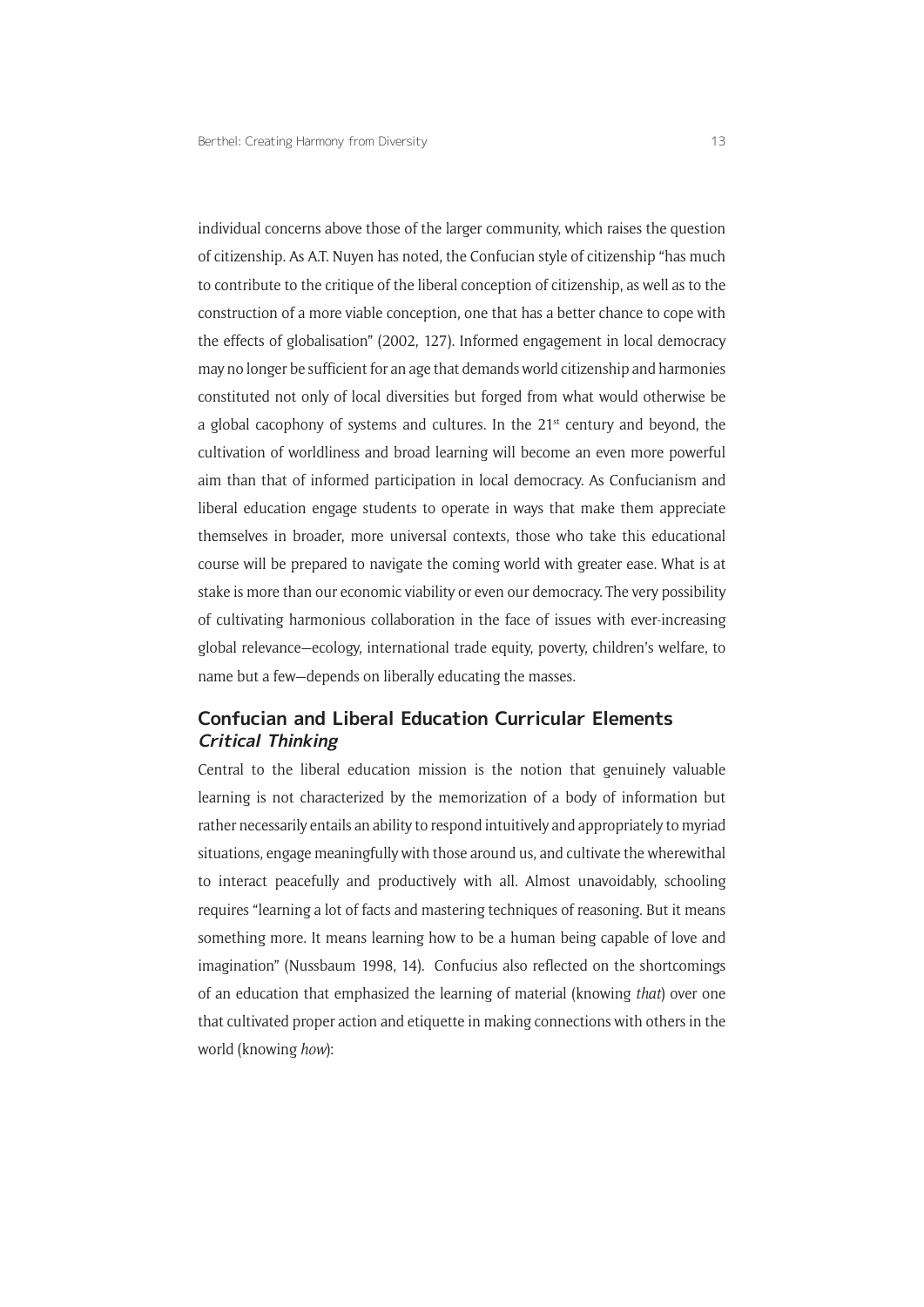individual concerns above those of the larger community, which raises the question of citizenship. As A.T. Nuyen has noted, the Confucian style of citizenship "has much to contribute to the critique of the liberal conception of citizenship, as well as to the construction of a more viable conception, one that has a better chance to cope with the effects of globalisation" (2002, 127). Informed engagement in local democracy may no longer be sufficient for an age that demands world citizenship and harmonies constituted not only of local diversities but forged from what would otherwise be a global cacophony of systems and cultures. In the 21st century and beyond, the cultivation of worldliness and broad learning will become an even more powerful aim than that of informed participation in local democracy. As Confucianism and liberal education engage students to operate in ways that make them appreciate themselves in broader, more universal contexts, those who take this educational course will be prepared to navigate the coming world with greater ease. What is at stake is more than our economic viability or even our democracy. The very possibility of cultivating harmonious collaboration in the face of issues with ever-increasing global relevance—ecology, international trade equity, poverty, children's welfare, to name but a few—depends on liberally educating the masses.

## Confucian and Liberal Education Curricular Elements

### *Critical Thinking*

Central to the liberal education mission is the notion that genuinely valuable learning is not characterized by the memorization of a body of information but rather necessarily entails an ability to respond intuitively and appropriately to myriad situations, engage meaningfully with those around us, and cultivate the wherewithal to interact peacefully and productively with all. Almost unavoidably, schooling requires "learning a lot of facts and mastering techniques of reasoning. But it means something more. It means learning how to be a human being capable of love and imagination" (Nussbaum 1998, 14). Confucius also reflected on the shortcomings of an education that emphasized the learning of material (knowing *that*) over one that cultivated proper action and etiquette in making connections with others in the world (knowing *how*):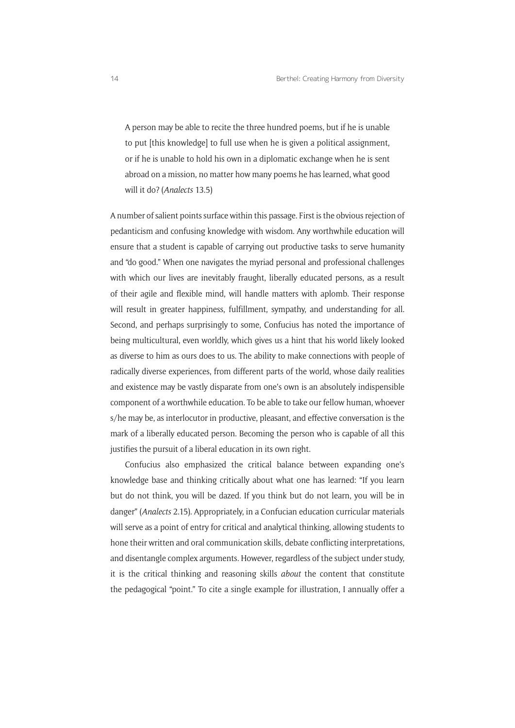> A person may be able to recite the three hundred poems, but if he is unable to put [this knowledge] to full use when he is given a political assignment, or if he is unable to hold his own in a diplomatic exchange when he is sent abroad on a mission, no matter how many poems he has learned, what good will it do? (*Analects* 13.5)

A number of salient points surface within this passage. First is the obvious rejection of pedanticism and confusing knowledge with wisdom. Any worthwhile education will ensure that a student is capable of carrying out productive tasks to serve humanity and "do good." When one navigates the myriad personal and professional challenges with which our lives are inevitably fraught, liberally educated persons, as a result of their agile and flexible mind, will handle matters with aplomb. Their response will result in greater happiness, fulfillment, sympathy, and understanding for all. Second, and perhaps surprisingly to some, Confucius has noted the importance of being multicultural, even worldly, which gives us a hint that his world likely looked as diverse to him as ours does to us. The ability to make connections with people of radically diverse experiences, from different parts of the world, whose daily realities and existence may be vastly disparate from one's own is an absolutely indispensible component of a worthwhile education. To be able to take our fellow human, whoever s/he may be, as interlocutor in productive, pleasant, and effective conversation is the mark of a liberally educated person. Becoming the person who is capable of all this justifies the pursuit of a liberal education in its own right.

Confucius also emphasized the critical balance between expanding one's knowledge base and thinking critically about what one has learned: "If you learn but do not think, you will be dazed. If you think but do not learn, you will be in danger" (*Analects* 2.15). Appropriately, in a Confucian education curricular materials will serve as a point of entry for critical and analytical thinking, allowing students to hone their written and oral communication skills, debate conflicting interpretations, and disentangle complex arguments. However, regardless of the subject under study, it is the critical thinking and reasoning skills *about* the content that constitute the pedagogical "point." To cite a single example for illustration, I annually offer a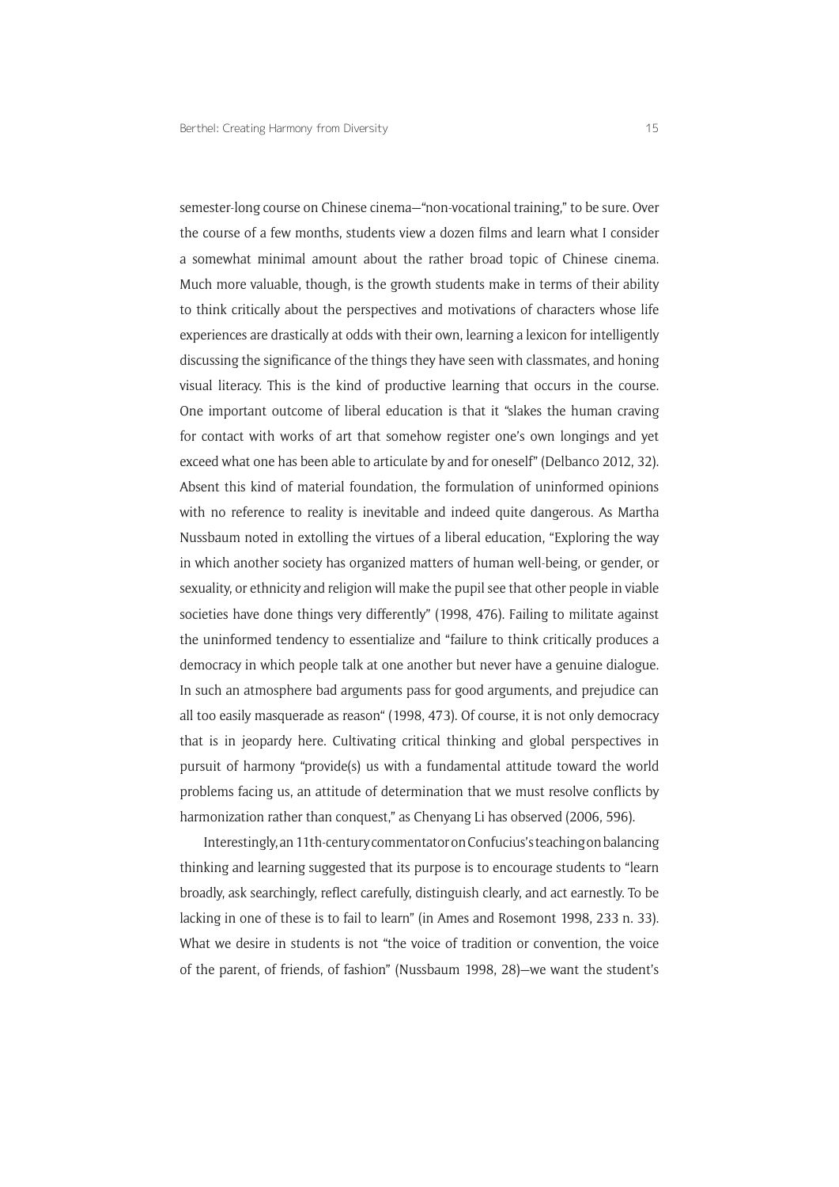semester-long course on Chinese cinema—"non-vocational training," to be sure. Over the course of a few months, students view a dozen films and learn what I consider a somewhat minimal amount about the rather broad topic of Chinese cinema. Much more valuable, though, is the growth students make in terms of their ability to think critically about the perspectives and motivations of characters whose life experiences are drastically at odds with their own, learning a lexicon for intelligently discussing the significance of the things they have seen with classmates, and honing visual literacy. This is the kind of productive learning that occurs in the course. One important outcome of liberal education is that it "slakes the human craving for contact with works of art that somehow register one's own longings and yet exceed what one has been able to articulate by and for oneself" (Delbanco 2012, 32). Absent this kind of material foundation, the formulation of uninformed opinions with no reference to reality is inevitable and indeed quite dangerous. As Martha Nussbaum noted in extolling the virtues of a liberal education, "Exploring the way in which another society has organized matters of human well-being, or gender, or sexuality, or ethnicity and religion will make the pupil see that other people in viable societies have done things very differently" (1998, 476). Failing to militate against the uninformed tendency to essentialize and "failure to think critically produces a democracy in which people talk at one another but never have a genuine dialogue. In such an atmosphere bad arguments pass for good arguments, and prejudice can all too easily masquerade as reason" (1998, 473). Of course, it is not only democracy that is in jeopardy here. Cultivating critical thinking and global perspectives in pursuit of harmony "provide(s) us with a fundamental attitude toward the world problems facing us, an attitude of determination that we must resolve conflicts by harmonization rather than conquest," as Chenyang Li has observed (2006, 596).

Interestingly, an 11th-century commentator on Confucius's teaching on balancing thinking and learning suggested that its purpose is to encourage students to "learn broadly, ask searchingly, reflect carefully, distinguish clearly, and act earnestly. To be lacking in one of these is to fail to learn" (in Ames and Rosemont 1998, 233 n. 33). What we desire in students is not "the voice of tradition or convention, the voice of the parent, of friends, of fashion" (Nussbaum 1998, 28)—we want the student's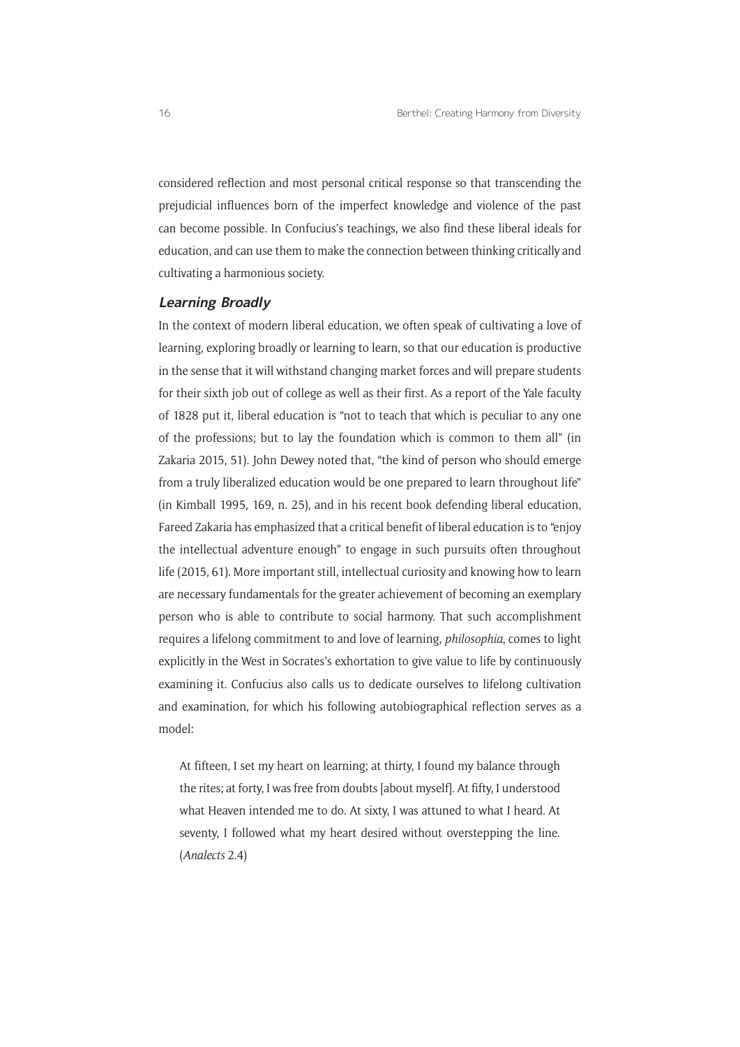considered reflection and most personal critical response so that transcending the prejudicial influences born of the imperfect knowledge and violence of the past can become possible. In Confucius's teachings, we also find these liberal ideals for education, and can use them to make the connection between thinking critically and cultivating a harmonious society.

### *Learning Broadly*

In the context of modern liberal education, we often speak of cultivating a love of learning, exploring broadly or learning to learn, so that our education is productive in the sense that it will withstand changing market forces and will prepare students for their sixth job out of college as well as their first. As a report of the Yale faculty of 1828 put it, liberal education is "not to teach that which is peculiar to any one of the professions; but to lay the foundation which is common to them all" (in Zakaria 2015, 51). John Dewey noted that, "the kind of person who should emerge from a truly liberalized education would be one prepared to learn throughout life" (in Kimball 1995, 169, n. 25), and in his recent book defending liberal education, Fareed Zakaria has emphasized that a critical benefit of liberal education is to "enjoy the intellectual adventure enough" to engage in such pursuits often throughout life (2015, 61). More important still, intellectual curiosity and knowing how to learn are necessary fundamentals for the greater achievement of becoming an exemplary person who is able to contribute to social harmony. That such accomplishment requires a lifelong commitment to and love of learning, *philosophia*, comes to light explicitly in the West in Socrates's exhortation to give value to life by continuously examining it. Confucius also calls us to dedicate ourselves to lifelong cultivation and examination, for which his following autobiographical reflection serves as a model:

> At fifteen, I set my heart on learning; at thirty, I found my balance through the rites; at forty, I was free from doubts [about myself]. At fifty, I understood what Heaven intended me to do. At sixty, I was attuned to what I heard. At seventy, I followed what my heart desired without overstepping the line. (*Analects* 2.4)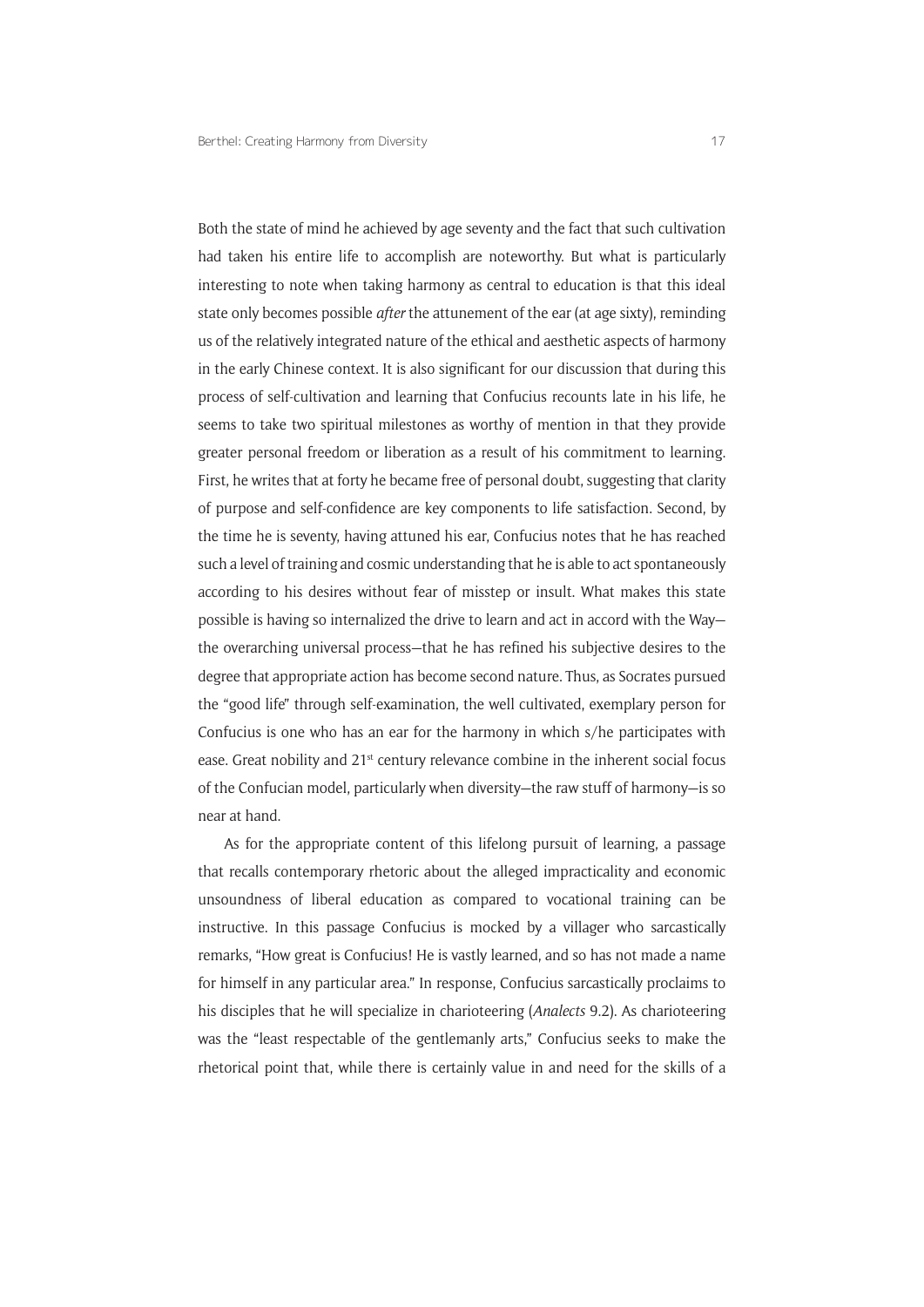Both the state of mind he achieved by age seventy and the fact that such cultivation had taken his entire life to accomplish are noteworthy. But what is particularly interesting to note when taking harmony as central to education is that this ideal state only becomes possible *after* the attunement of the ear (at age sixty), reminding us of the relatively integrated nature of the ethical and aesthetic aspects of harmony in the early Chinese context. It is also significant for our discussion that during this process of self-cultivation and learning that Confucius recounts late in his life, he seems to take two spiritual milestones as worthy of mention in that they provide greater personal freedom or liberation as a result of his commitment to learning. First, he writes that at forty he became free of personal doubt, suggesting that clarity of purpose and self-confidence are key components to life satisfaction. Second, by the time he is seventy, having attuned his ear, Confucius notes that he has reached such a level of training and cosmic understanding that he is able to act spontaneously according to his desires without fear of misstep or insult. What makes this state possible is having so internalized the drive to learn and act in accord with the Way—the overarching universal process—that he has refined his subjective desires to the degree that appropriate action has become second nature. Thus, as Socrates pursued the "good life" through self-examination, the well cultivated, exemplary person for Confucius is one who has an ear for the harmony in which s/he participates with ease. Great nobility and 21st century relevance combine in the inherent social focus of the Confucian model, particularly when diversity—the raw stuff of harmony—is so near at hand.

As for the appropriate content of this lifelong pursuit of learning, a passage that recalls contemporary rhetoric about the alleged impracticality and economic unsoundness of liberal education as compared to vocational training can be instructive. In this passage Confucius is mocked by a villager who sarcastically remarks, "How great is Confucius! He is vastly learned, and so has not made a name for himself in any particular area." In response, Confucius sarcastically proclaims to his disciples that he will specialize in charioteering (*Analects* 9.2). As charioteering was the "least respectable of the gentlemanly arts," Confucius seeks to make the rhetorical point that, while there is certainly value in and need for the skills of a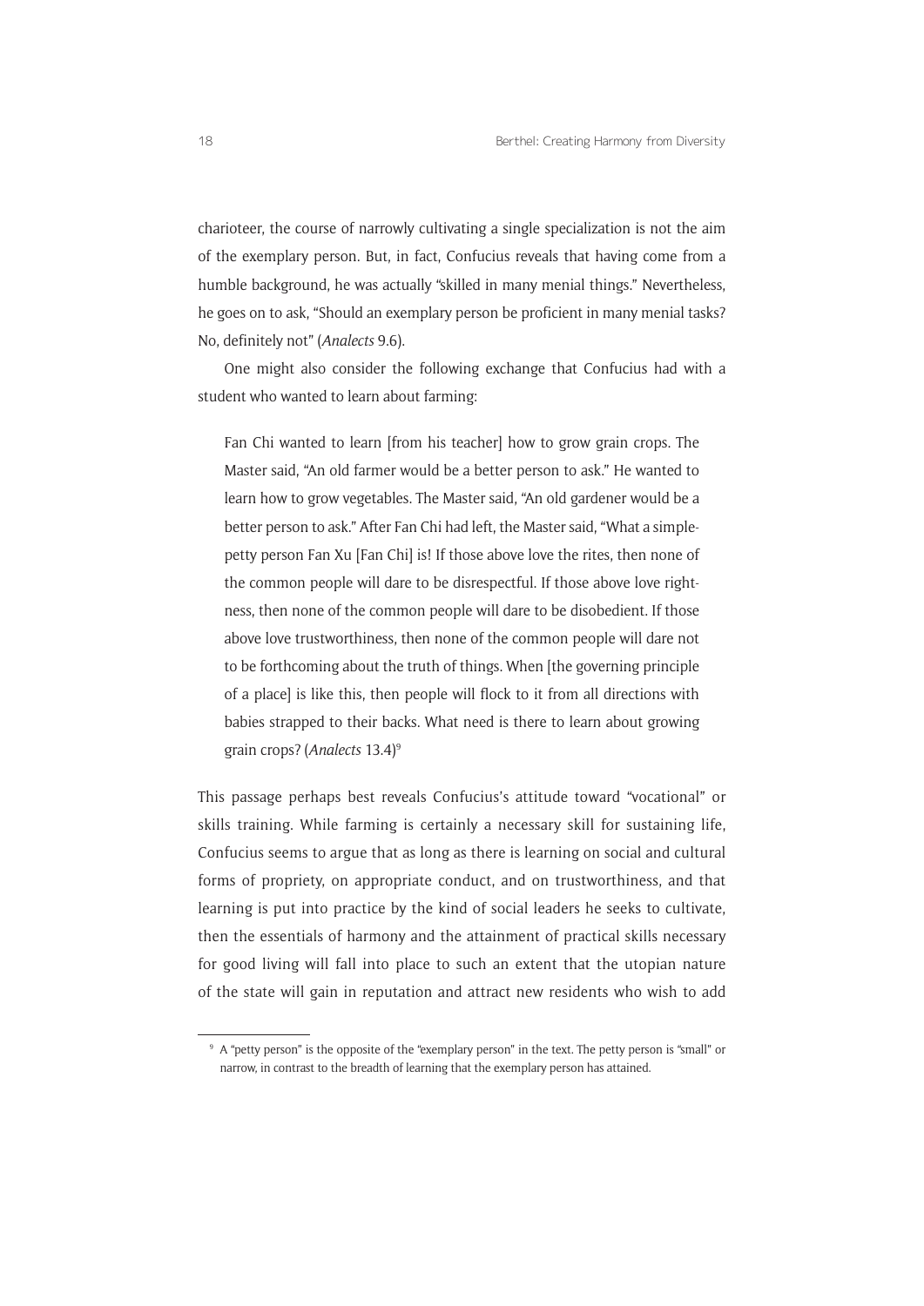charioteer, the course of narrowly cultivating a single specialization is not the aim of the exemplary person. But, in fact, Confucius reveals that having come from a humble background, he was actually "skilled in many menial things." Nevertheless, he goes on to ask, "Should an exemplary person be proficient in many menial tasks? No, definitely not" (*Analects* 9.6).

One might also consider the following exchange that Confucius had with a student who wanted to learn about farming:

> Fan Chi wanted to learn [from his teacher] how to grow grain crops. The Master said, "An old farmer would be a better person to ask." He wanted to learn how to grow vegetables. The Master said, "An old gardener would be a better person to ask." After Fan Chi had left, the Master said, "What a simple-petty person Fan Xu [Fan Chi] is! If those above love the rites, then none of the common people will dare to be disrespectful. If those above love rightness, then none of the common people will dare to be disobedient. If those above love trustworthiness, then none of the common people will dare not to be forthcoming about the truth of things. When [the governing principle of a place] is like this, then people will flock to it from all directions with babies strapped to their backs. What need is there to learn about growing grain crops? (*Analects* 13.4)[9]

This passage perhaps best reveals Confucius's attitude toward "vocational" or skills training. While farming is certainly a necessary skill for sustaining life, Confucius seems to argue that as long as there is learning on social and cultural forms of propriety, on appropriate conduct, and on trustworthiness, and that learning is put into practice by the kind of social leaders he seeks to cultivate, then the essentials of harmony and the attainment of practical skills necessary for good living will fall into place to such an extent that the utopian nature of the state will gain in reputation and attract new residents who wish to add

[9] A "petty person" is the opposite of the "exemplary person" in the text. The petty person is "small" or narrow, in contrast to the breadth of learning that the exemplary person has attained.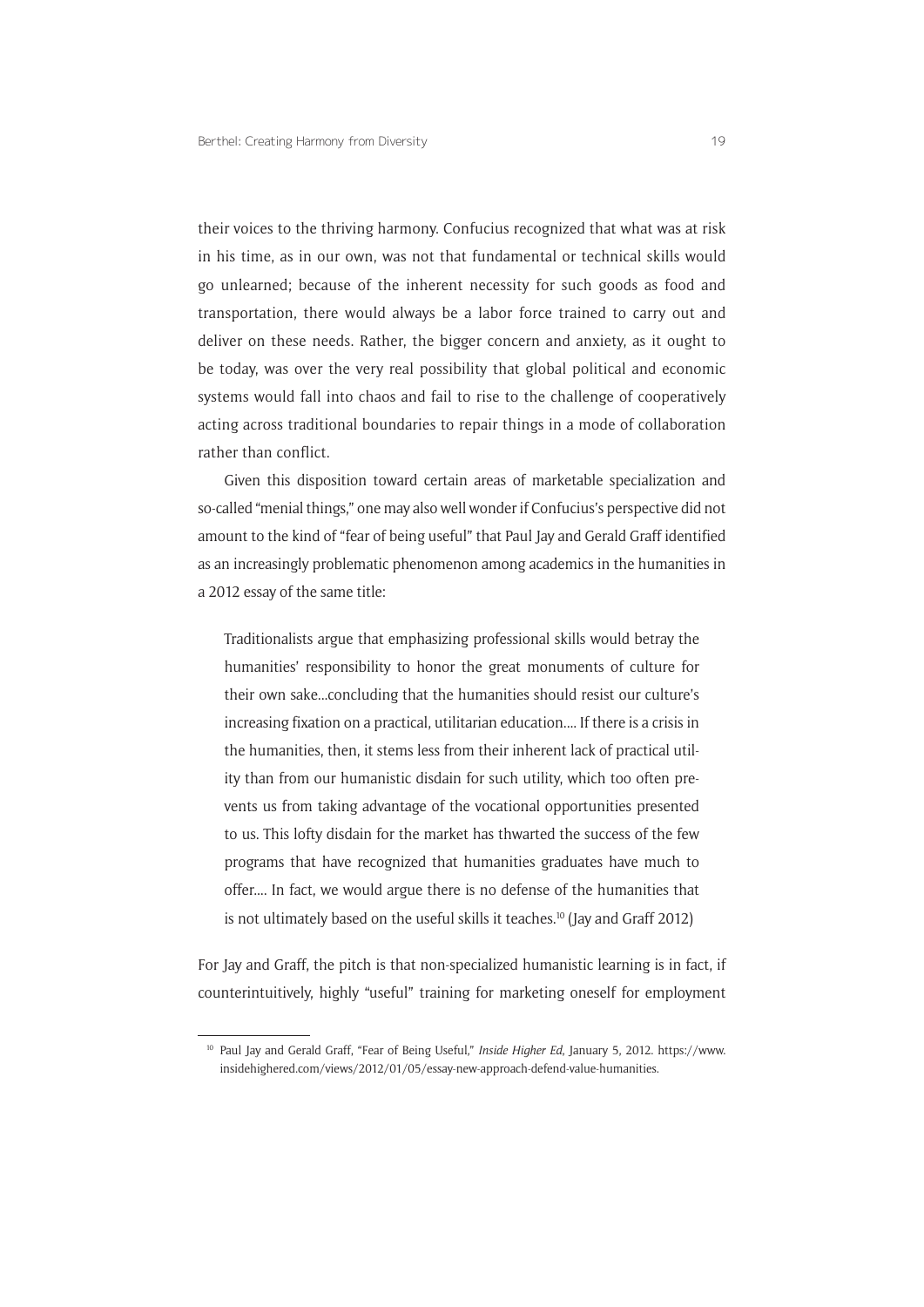their voices to the thriving harmony. Confucius recognized that what was at risk in his time, as in our own, was not that fundamental or technical skills would go unlearned; because of the inherent necessity for such goods as food and transportation, there would always be a labor force trained to carry out and deliver on these needs. Rather, the bigger concern and anxiety, as it ought to be today, was over the very real possibility that global political and economic systems would fall into chaos and fail to rise to the challenge of cooperatively acting across traditional boundaries to repair things in a mode of collaboration rather than conflict.

Given this disposition toward certain areas of marketable specialization and so-called "menial things," one may also well wonder if Confucius's perspective did not amount to the kind of "fear of being useful" that Paul Jay and Gerald Graff identified as an increasingly problematic phenomenon among academics in the humanities in a 2012 essay of the same title:

> Traditionalists argue that emphasizing professional skills would betray the humanities' responsibility to honor the great monuments of culture for their own sake...concluding that the humanities should resist our culture's increasing fixation on a practical, utilitarian education.... If there is a crisis in the humanities, then, it stems less from their inherent lack of practical utility than from our humanistic disdain for such utility, which too often prevents us from taking advantage of the vocational opportunities presented to us. This lofty disdain for the market has thwarted the success of the few programs that have recognized that humanities graduates have much to offer.... In fact, we would argue there is no defense of the humanities that is not ultimately based on the useful skills it teaches.[10] (Jay and Graff 2012)

For Jay and Graff, the pitch is that non-specialized humanistic learning is in fact, if counterintuitively, highly "useful" training for marketing oneself for employment

[10] Paul Jay and Gerald Graff, "Fear of Being Useful," *Inside Higher Ed*, January 5, 2012. https://www.insidehighered.com/views/2012/01/05/essay-new-approach-defend-value-humanities.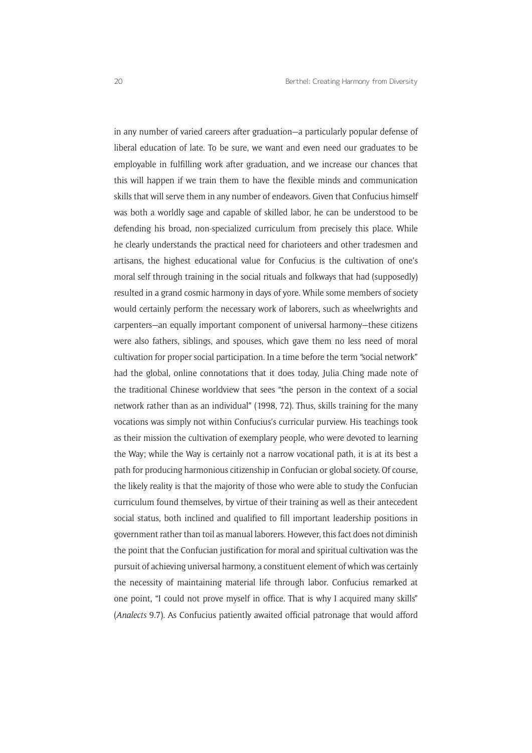in any number of varied careers after graduation—a particularly popular defense of liberal education of late. To be sure, we want and even need our graduates to be employable in fulfilling work after graduation, and we increase our chances that this will happen if we train them to have the flexible minds and communication skills that will serve them in any number of endeavors. Given that Confucius himself was both a worldly sage and capable of skilled labor, he can be understood to be defending his broad, non-specialized curriculum from precisely this place. While he clearly understands the practical need for charioteers and other tradesmen and artisans, the highest educational value for Confucius is the cultivation of one's moral self through training in the social rituals and folkways that had (supposedly) resulted in a grand cosmic harmony in days of yore. While some members of society would certainly perform the necessary work of laborers, such as wheelwrights and carpenters—an equally important component of universal harmony—these citizens were also fathers, siblings, and spouses, which gave them no less need of moral cultivation for proper social participation. In a time before the term "social network" had the global, online connotations that it does today, Julia Ching made note of the traditional Chinese worldview that sees "the person in the context of a social network rather than as an individual" (1998, 72). Thus, skills training for the many vocations was simply not within Confucius's curricular purview. His teachings took as their mission the cultivation of exemplary people, who were devoted to learning the Way; while the Way is certainly not a narrow vocational path, it is at its best a path for producing harmonious citizenship in Confucian or global society. Of course, the likely reality is that the majority of those who were able to study the Confucian curriculum found themselves, by virtue of their training as well as their antecedent social status, both inclined and qualified to fill important leadership positions in government rather than toil as manual laborers. However, this fact does not diminish the point that the Confucian justification for moral and spiritual cultivation was the pursuit of achieving universal harmony, a constituent element of which was certainly the necessity of maintaining material life through labor. Confucius remarked at one point, "I could not prove myself in office. That is why I acquired many skills" (*Analects* 9.7). As Confucius patiently awaited official patronage that would afford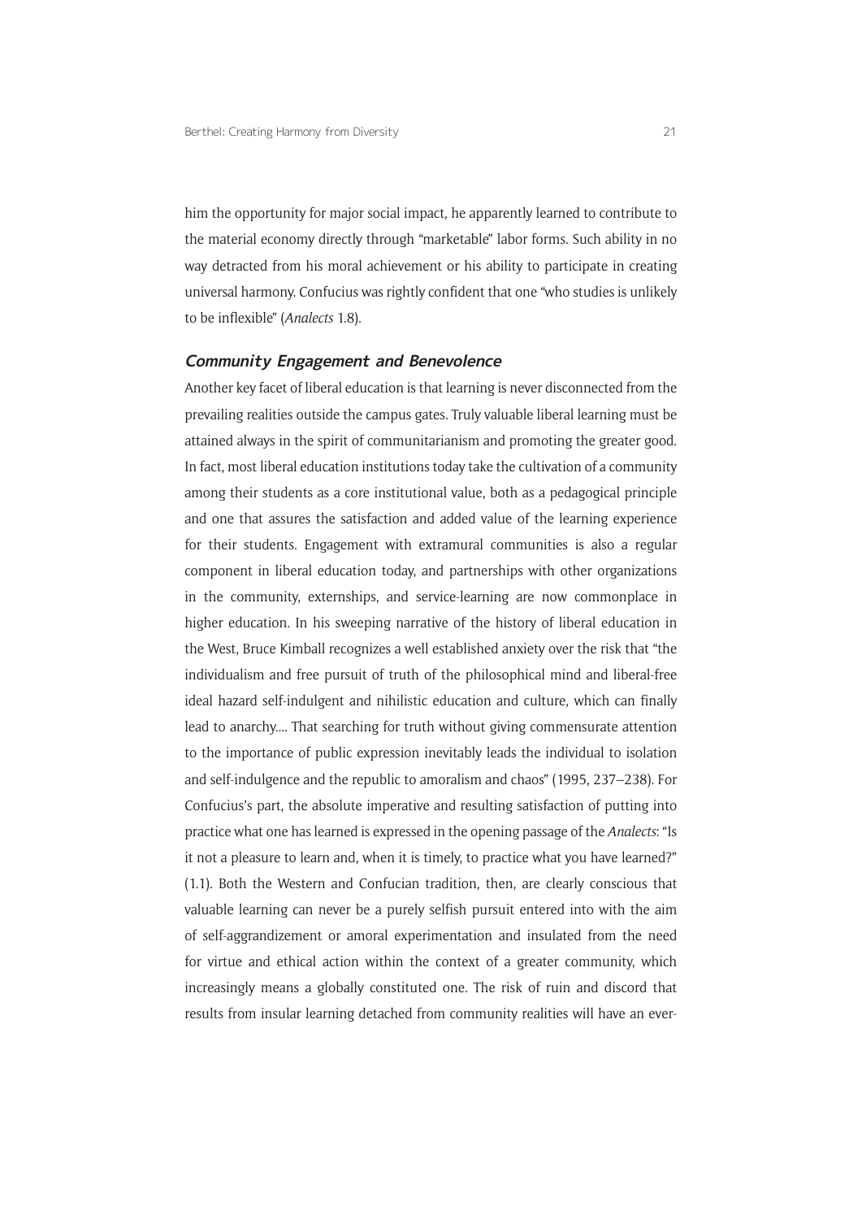him the opportunity for major social impact, he apparently learned to contribute to the material economy directly through "marketable" labor forms. Such ability in no way detracted from his moral achievement or his ability to participate in creating universal harmony. Confucius was rightly confident that one "who studies is unlikely to be inflexible" (*Analects* 1.8).

### Community Engagement and Benevolence

Another key facet of liberal education is that learning is never disconnected from the prevailing realities outside the campus gates. Truly valuable liberal learning must be attained always in the spirit of communitarianism and promoting the greater good. In fact, most liberal education institutions today take the cultivation of a community among their students as a core institutional value, both as a pedagogical principle and one that assures the satisfaction and added value of the learning experience for their students. Engagement with extramural communities is also a regular component in liberal education today, and partnerships with other organizations in the community, externships, and service-learning are now commonplace in higher education. In his sweeping narrative of the history of liberal education in the West, Bruce Kimball recognizes a well established anxiety over the risk that "the individualism and free pursuit of truth of the philosophical mind and liberal-free ideal hazard self-indulgent and nihilistic education and culture, which can finally lead to anarchy.... That searching for truth without giving commensurate attention to the importance of public expression inevitably leads the individual to isolation and self-indulgence and the republic to amoralism and chaos" (1995, 237–238). For Confucius's part, the absolute imperative and resulting satisfaction of putting into practice what one has learned is expressed in the opening passage of the *Analects*: "Is it not a pleasure to learn and, when it is timely, to practice what you have learned?" (1.1). Both the Western and Confucian tradition, then, are clearly conscious that valuable learning can never be a purely selfish pursuit entered into with the aim of self-aggrandizement or amoral experimentation and insulated from the need for virtue and ethical action within the context of a greater community, which increasingly means a globally constituted one. The risk of ruin and discord that results from insular learning detached from community realities will have an ever-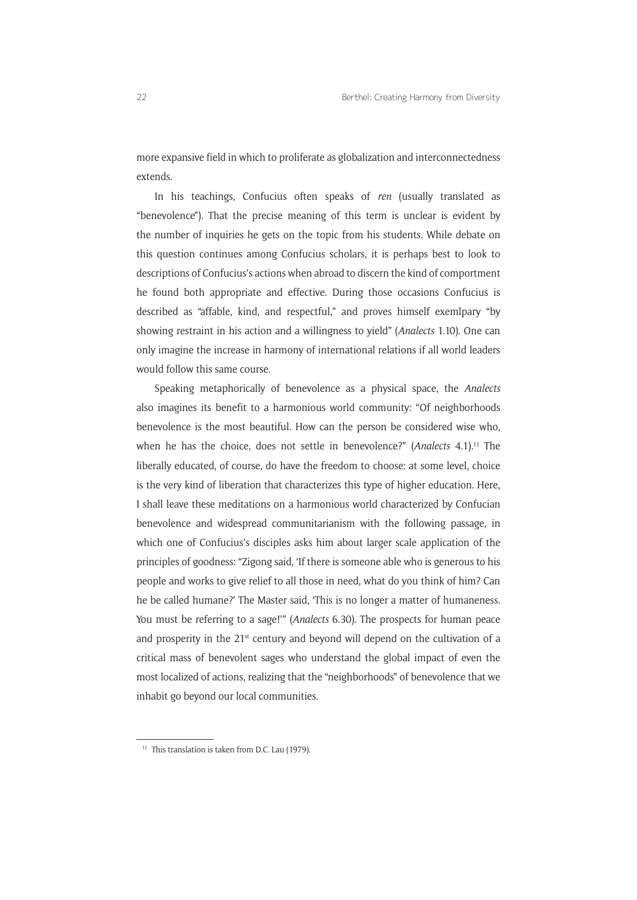more expansive field in which to proliferate as globalization and interconnectedness extends.

In his teachings, Confucius often speaks of *ren* (usually translated as "benevolence"). That the precise meaning of this term is unclear is evident by the number of inquiries he gets on the topic from his students. While debate on this question continues among Confucius scholars, it is perhaps best to look to descriptions of Confucius's actions when abroad to discern the kind of comportment he found both appropriate and effective. During those occasions Confucius is described as "affable, kind, and respectful," and proves himself exemlpary "by showing restraint in his action and a willingness to yield" (*Analects* 1.10). One can only imagine the increase in harmony of international relations if all world leaders would follow this same course.

Speaking metaphorically of benevolence as a physical space, the *Analects* also imagines its benefit to a harmonious world community: "Of neighborhoods benevolence is the most beautiful. How can the person be considered wise who, when he has the choice, does not settle in benevolence?" (*Analects* 4.1).[11] The liberally educated, of course, do have the freedom to choose: at some level, choice is the very kind of liberation that characterizes this type of higher education. Here, I shall leave these meditations on a harmonious world characterized by Confucian benevolence and widespread communitarianism with the following passage, in which one of Confucius's disciples asks him about larger scale application of the principles of goodness: "Zigong said, 'If there is someone able who is generous to his people and works to give relief to all those in need, what do you think of him? Can he be called humane?' The Master said, 'This is no longer a matter of humaneness. You must be referring to a sage!'" (*Analects* 6.30). The prospects for human peace and prosperity in the 21st century and beyond will depend on the cultivation of a critical mass of benevolent sages who understand the global impact of even the most localized of actions, realizing that the "neighborhoods" of benevolence that we inhabit go beyond our local communities.

[11] This translation is taken from D.C. Lau (1979).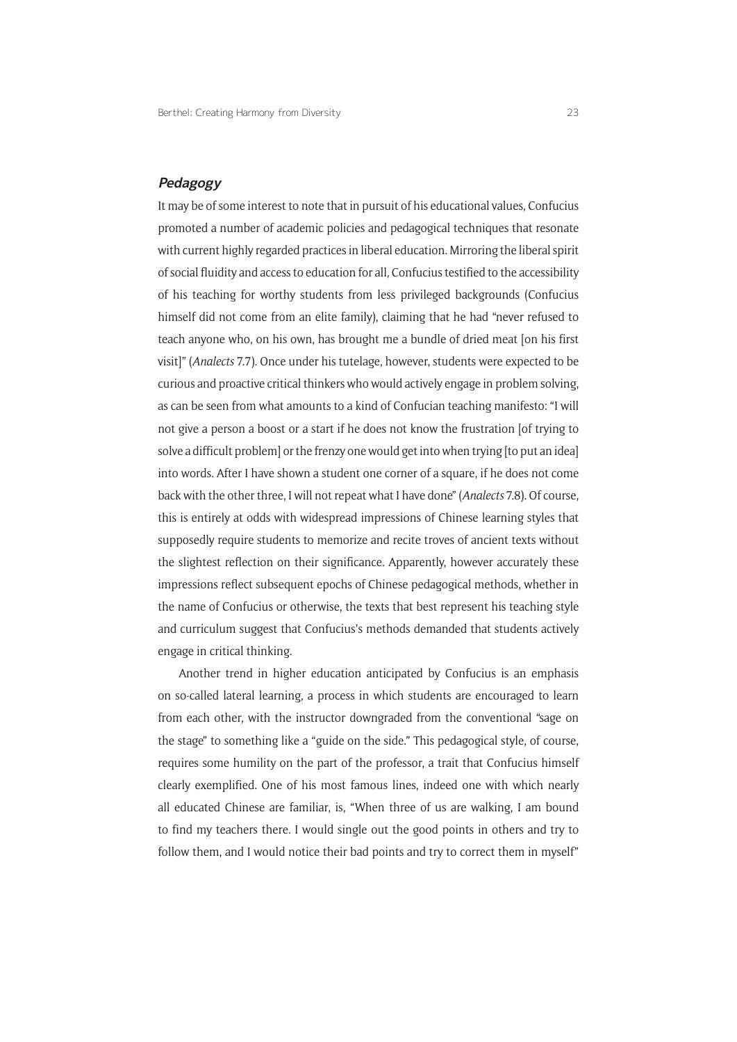### *Pedagogy*

It may be of some interest to note that in pursuit of his educational values, Confucius promoted a number of academic policies and pedagogical techniques that resonate with current highly regarded practices in liberal education. Mirroring the liberal spirit of social fluidity and access to education for all, Confucius testified to the accessibility of his teaching for worthy students from less privileged backgrounds (Confucius himself did not come from an elite family), claiming that he had "never refused to teach anyone who, on his own, has brought me a bundle of dried meat [on his first visit]" (*Analects* 7.7). Once under his tutelage, however, students were expected to be curious and proactive critical thinkers who would actively engage in problem solving, as can be seen from what amounts to a kind of Confucian teaching manifesto: "I will not give a person a boost or a start if he does not know the frustration [of trying to solve a difficult problem] or the frenzy one would get into when trying [to put an idea] into words. After I have shown a student one corner of a square, if he does not come back with the other three, I will not repeat what I have done" (*Analects* 7.8). Of course, this is entirely at odds with widespread impressions of Chinese learning styles that supposedly require students to memorize and recite troves of ancient texts without the slightest reflection on their significance. Apparently, however accurately these impressions reflect subsequent epochs of Chinese pedagogical methods, whether in the name of Confucius or otherwise, the texts that best represent his teaching style and curriculum suggest that Confucius's methods demanded that students actively engage in critical thinking.

Another trend in higher education anticipated by Confucius is an emphasis on so-called lateral learning, a process in which students are encouraged to learn from each other, with the instructor downgraded from the conventional "sage on the stage" to something like a "guide on the side." This pedagogical style, of course, requires some humility on the part of the professor, a trait that Confucius himself clearly exemplified. One of his most famous lines, indeed one with which nearly all educated Chinese are familiar, is, "When three of us are walking, I am bound to find my teachers there. I would single out the good points in others and try to follow them, and I would notice their bad points and try to correct them in myself"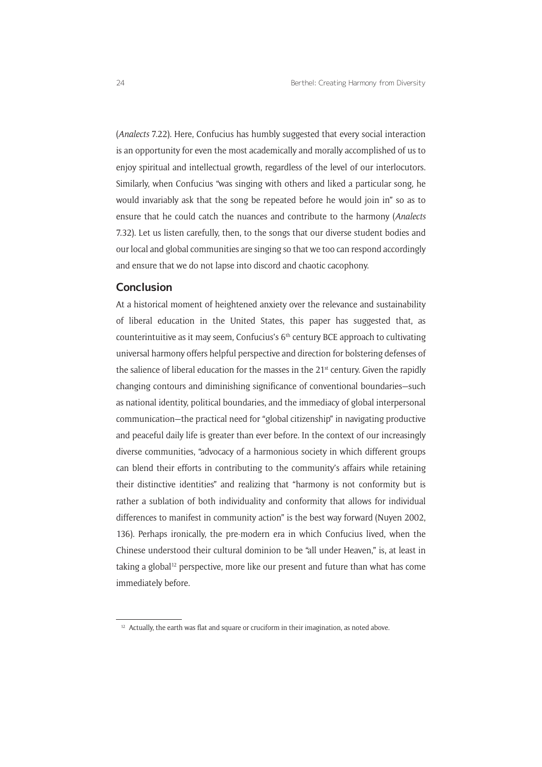(*Analects* 7.22). Here, Confucius has humbly suggested that every social interaction is an opportunity for even the most academically and morally accomplished of us to enjoy spiritual and intellectual growth, regardless of the level of our interlocutors. Similarly, when Confucius "was singing with others and liked a particular song, he would invariably ask that the song be repeated before he would join in" so as to ensure that he could catch the nuances and contribute to the harmony (*Analects* 7.32). Let us listen carefully, then, to the songs that our diverse student bodies and our local and global communities are singing so that we too can respond accordingly and ensure that we do not lapse into discord and chaotic cacophony.

## Conclusion

At a historical moment of heightened anxiety over the relevance and sustainability of liberal education in the United States, this paper has suggested that, as counterintuitive as it may seem, Confucius's 6th century BCE approach to cultivating universal harmony offers helpful perspective and direction for bolstering defenses of the salience of liberal education for the masses in the 21st century. Given the rapidly changing contours and diminishing significance of conventional boundaries—such as national identity, political boundaries, and the immediacy of global interpersonal communication—the practical need for "global citizenship" in navigating productive and peaceful daily life is greater than ever before. In the context of our increasingly diverse communities, "advocacy of a harmonious society in which different groups can blend their efforts in contributing to the community's affairs while retaining their distinctive identities" and realizing that "harmony is not conformity but is rather a sublation of both individuality and conformity that allows for individual differences to manifest in community action" is the best way forward (Nuyen 2002, 136). Perhaps ironically, the pre-modern era in which Confucius lived, when the Chinese understood their cultural dominion to be "all under Heaven," is, at least in taking a global[12] perspective, more like our present and future than what has come immediately before.

[12] Actually, the earth was flat and square or cruciform in their imagination, as noted above.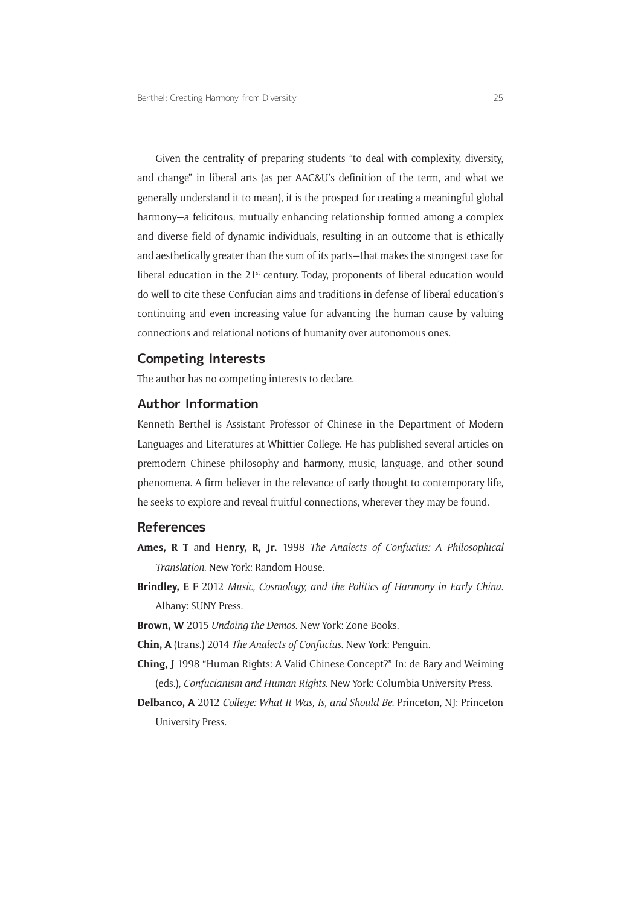Given the centrality of preparing students "to deal with complexity, diversity, and change" in liberal arts (as per AAC&U's definition of the term, and what we generally understand it to mean), it is the prospect for creating a meaningful global harmony—a felicitous, mutually enhancing relationship formed among a complex and diverse field of dynamic individuals, resulting in an outcome that is ethically and aesthetically greater than the sum of its parts—that makes the strongest case for liberal education in the 21st century. Today, proponents of liberal education would do well to cite these Confucian aims and traditions in defense of liberal education's continuing and even increasing value for advancing the human cause by valuing connections and relational notions of humanity over autonomous ones.

## Competing Interests

The author has no competing interests to declare.

## Author Information

Kenneth Berthel is Assistant Professor of Chinese in the Department of Modern Languages and Literatures at Whittier College. He has published several articles on premodern Chinese philosophy and harmony, music, language, and other sound phenomena. A firm believer in the relevance of early thought to contemporary life, he seeks to explore and reveal fruitful connections, wherever they may be found.

## References

**Ames, R T** and **Henry, R, Jr.** 1998 *The Analects of Confucius: A Philosophical Translation*. New York: Random House.

**Brindley, E F** 2012 *Music, Cosmology, and the Politics of Harmony in Early China*. Albany: SUNY Press.

**Brown, W** 2015 *Undoing the Demos*. New York: Zone Books.

**Chin, A** (trans.) 2014 *The Analects of Confucius*. New York: Penguin.

**Ching, J** 1998 "Human Rights: A Valid Chinese Concept?" In: de Bary and Weiming (eds.), *Confucianism and Human Rights*. New York: Columbia University Press.

**Delbanco, A** 2012 *College: What It Was, Is, and Should Be*. Princeton, NJ: Princeton University Press.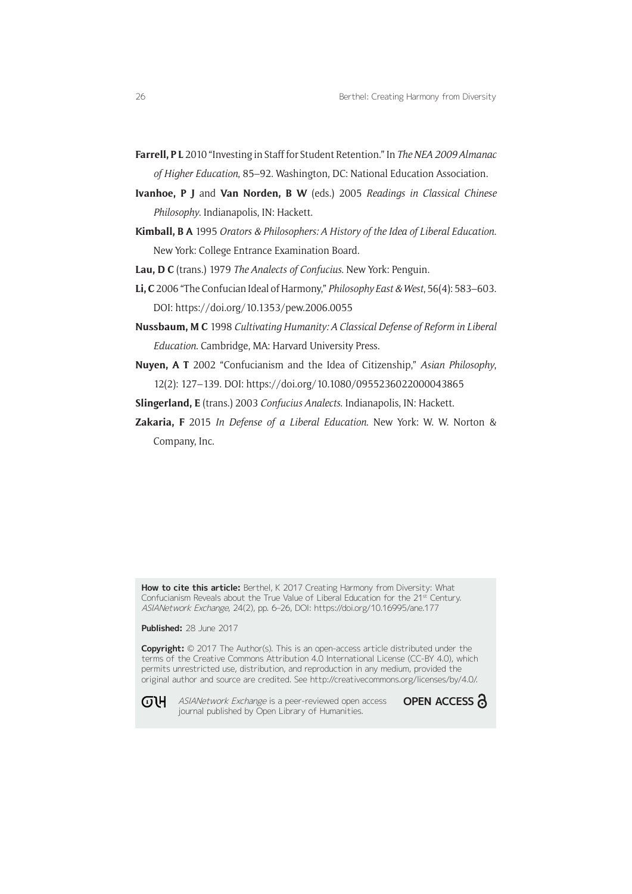**Farrell, P L** 2010 "Investing in Staff for Student Retention." In *The NEA 2009 Almanac of Higher Education*, 85–92. Washington, DC: National Education Association.

**Ivanhoe, P J** and **Van Norden, B W** (eds.) 2005 *Readings in Classical Chinese Philosophy*. Indianapolis, IN: Hackett.

**Kimball, B A** 1995 *Orators & Philosophers: A History of the Idea of Liberal Education*. New York: College Entrance Examination Board.

**Lau, D C** (trans.) 1979 *The Analects of Confucius*. New York: Penguin.

**Li, C** 2006 "The Confucian Ideal of Harmony," *Philosophy East & West*, 56(4): 583–603. DOI: https://doi.org/10.1353/pew.2006.0055

**Nussbaum, M C** 1998 *Cultivating Humanity: A Classical Defense of Reform in Liberal Education*. Cambridge, MA: Harvard University Press.

**Nuyen, A T** 2002 "Confucianism and the Idea of Citizenship," *Asian Philosophy*, 12(2): 127–139. DOI: https://doi.org/10.1080/0955236022000043865

**Slingerland, E** (trans.) 2003 *Confucius Analects*. Indianapolis, IN: Hackett.

**Zakaria, F** 2015 *In Defense of a Liberal Education*. New York: W. W. Norton & Company, Inc.

**How to cite this article:** Berthel, K 2017 Creating Harmony from Diversity: What Confucianism Reveals about the True Value of Liberal Education for the 21st Century. *ASIANetwork Exchange*, 24(2), pp. 6–26, DOI: https://doi.org/10.16995/ane.177

**Published:** 28 June 2017

**Copyright:** © 2017 The Author(s). This is an open-access article distributed under the terms of the Creative Commons Attribution 4.0 International License (CC-BY 4.0), which permits unrestricted use, distribution, and reproduction in any medium, provided the original author and source are credited. See http://creativecommons.org/licenses/by/4.0/.

*ASIANetwork Exchange* is a peer-reviewed open access journal published by Open Library of Humanities.

**OPEN ACCESS**